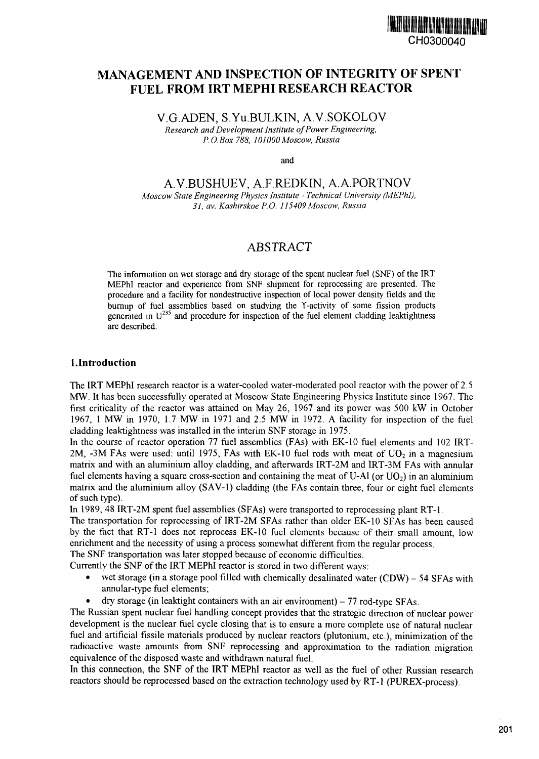CH0300040

# MANAGEMENT AND INSPECTION OF INTEGRITY OF SPENT FUEL FROM IRT MEPHI RESEARCH REACTOR

## V.G.ADEN, S.Yu.BULKIN, A.V.SOKOLOV

*Research and Development Institute of Power Engineering, P.O.Box 788, 101000 Moscow, Russia*

and

## A.V.BUSHUEV, A.F.REDKIN, A.A.PORTNOV

*Moscow State Engineering Physics Institute - Technical University (MEPhI), 31, av. Kashirskoe P.O. 115409 Moscow, Russia*

## ABSTRACT

The information on wet storage and dry storage of the spent nuclear fuel (SNF) of the IRT MEPhI reactor and experience from SNF shipment for reprocessing are presented. The procedure and a facility for nondestructive inspection of local power density fields and the burnup of fuel assemblies based on studying the Y-activity of some fission products generated in $U^{235}$ and procedure for inspection of the fuel element cladding leaktightness are described.

### 1.Introduction

The IRT MEPhI research reactor is a water-cooled water-moderated pool reactor with the power of 2.5 MW. It has been successfully operated at Moscow State Engineering Physics Institute since 1967. The first criticality of the reactor was attained on May 26, 1967 and its power was 500 kW in October 1967, 1 MW in 1970, 1.7 MW in 1971 and 2.5 MW in 1972. A facility for inspection of the fuel cladding leaktightness was installed in the interim SNF storage in 1975.

In the course of reactor operation 77 fuel assemblies (FAs) with EK-10 fuel elements and 102 IRT-2M, -3M FAs were used: until 1975, FAs with EK-10 fuel rods with meat of $UO_2$ in a magnesium matrix and with an aluminium alloy cladding, and afterwards IRT-2M and IRT-3M FAs with annular fuel elements having a square cross-section and containing the meat of U-Al (or $UO_2$) in an aluminium matrix and the aluminium alloy (SAV-1) cladding (the FAs contain three, four or eight fuel elements of such type).

In 1989, 48 IRT-2M spent fuel assemblies (SFAs) were transported to reprocessing plant RT-1.

The transportation for reprocessing of IRT-2M SFAs rather than older EK-10 SFAs has been caused by the fact that RT-1 does not reprocess EK-10 fuel elements because of their small amount, low enrichment and the necessity of using a process somewhat different from the regular process.

The SNF transportation was later stopped because of economic difficulties.

Currently the SNF of the IRT MEPhI reactor is stored in two different ways:

- wet storage (in a storage pool filled with chemically desalinated water (CDW) – 54 SFAs with annular-type fuel elements;
- dry storage (in leaktight containers with an air environment) – 77 rod-type SFAs.

The Russian spent nuclear fuel handling concept provides that the strategic direction of nuclear power development is the nuclear fuel cycle closing that is to ensure a more complete use of natural nuclear fuel and artificial fissile materials produced by nuclear reactors (plutonium, etc.), minimization of the radioactive waste amounts from SNF reprocessing and approximation to the radiation migration equivalence of the disposed waste and withdrawn natural fuel.

In this connection, the SNF of the IRT MEPhI reactor as well as the fuel of other Russian research reactors should be reprocessed based on the extraction technology used by RT-1 (PUREX-process).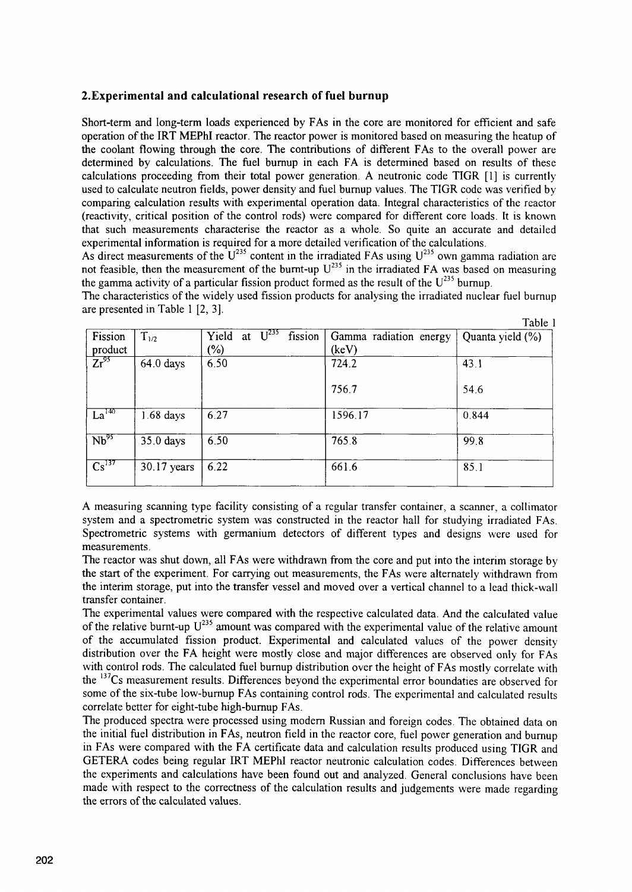## 2. Experimental and calculational research of fuel burnup

Short-term and long-term loads experienced by FAs in the core are monitored for efficient and safe operation of the IRT MEPhI reactor. The reactor power is monitored based on measuring the heatup of the coolant flowing through the core. The contributions of different FAs to the overall power are determined by calculations. The fuel burnup in each FA is determined based on results of these calculations proceeding from their total power generation. A neutronic code TIGR [1] is currently used to calculate neutron fields, power density and fuel burnup values. The TIGR code was verified by comparing calculation results with experimental operation data. Integral characteristics of the reactor (reactivity, critical position of the control rods) were compared for different core loads. It is known that such measurements characterise the reactor as a whole. So quite an accurate and detailed experimental information is required for a more detailed verification of the calculations.

As direct measurements of the $U^{235}$ content in the irradiated FAs using $U^{235}$ own gamma radiation are not feasible, then the measurement of the burnt-up $U^{235}$ in the irradiated FA was based on measuring the gamma activity of a particular fission product formed as the result of the $U^{235}$ burnup.

The characteristics of the widely used fission products for analysing the irradiated nuclear fuel burnup are presented in Table 1 [2, 3].

Table 1

| Fission product | $T_{1/2}$ | Yield at $U^{235}$ fission (%) | Gamma radiation energy (keV) | Quanta yield (%) |
|---|---|---|---|---|
| $Zr^{95}$ | 64.0 days | 6.50 | 724.2<br>756.7 | 43.1<br>54.6 |
| $La^{140}$ | 1.68 days | 6.27 | 1596.17 | 0.844 |
| $Nb^{95}$ | 35.0 days | 6.50 | 765.8 | 99.8 |
| $Cs^{137}$ | 30.17 years | 6.22 | 661.6 | 85.1 |

A measuring scanning type facility consisting of a regular transfer container, a scanner, a collimator system and a spectrometric system was constructed in the reactor hall for studying irradiated FAs. Spectrometric systems with germanium detectors of different types and designs were used for measurements.

The reactor was shut down, all FAs were withdrawn from the core and put into the interim storage by the start of the experiment. For carrying out measurements, the FAs were alternately withdrawn from the interim storage, put into the transfer vessel and moved over a vertical channel to a lead thick-wall transfer container.

The experimental values were compared with the respective calculated data. And the calculated value of the relative burnt-up $U^{235}$ amount was compared with the experimental value of the relative amount of the accumulated fission product. Experimental and calculated values of the power density distribution over the FA height were mostly close and major differences are observed only for FAs with control rods. The calculated fuel burnup distribution over the height of FAs mostly correlate with the $^{137}Cs$ measurement results. Differences beyond the experimental error boundaties are observed for some of the six-tube low-burnup FAs containing control rods. The experimental and calculated results correlate better for eight-tube high-burnup FAs.

The produced spectra were processed using modern Russian and foreign codes. The obtained data on the initial fuel distribution in FAs, neutron field in the reactor core, fuel power generation and burnup in FAs were compared with the FA certificate data and calculation results produced using TIGR and GETERA codes being regular IRT MEPhI reactor neutronic calculation codes. Differences between the experiments and calculations have been found out and analyzed. General conclusions have been made with respect to the correctness of the calculation results and judgements were made regarding the errors of the calculated values.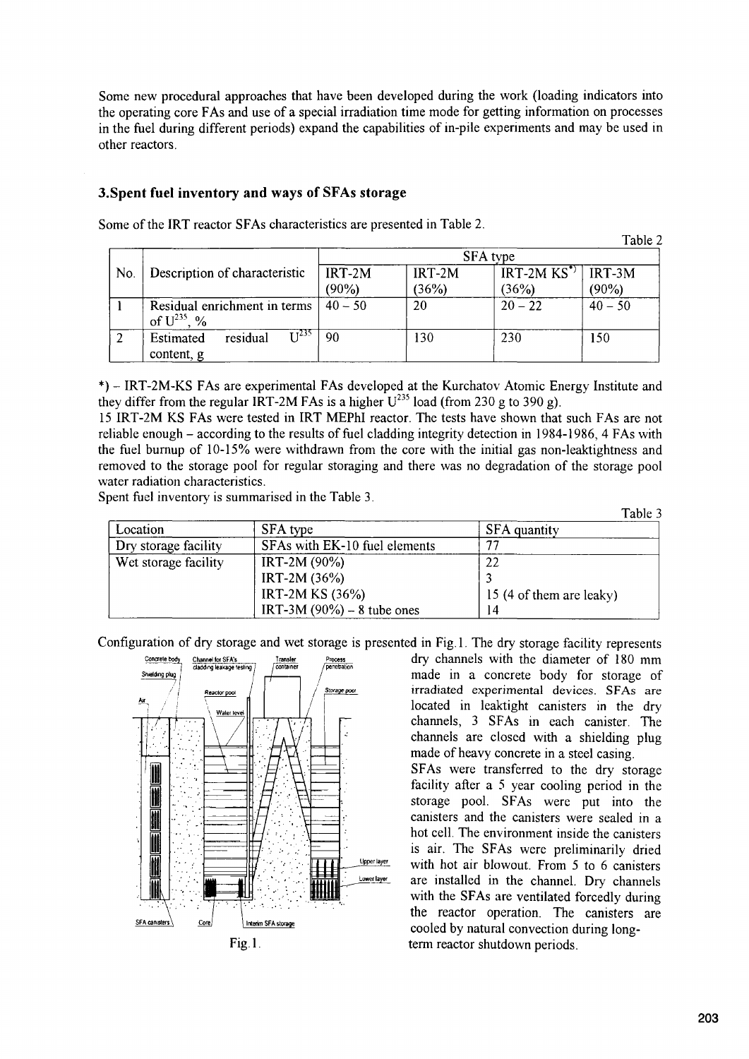Some new procedural approaches that have been developed during the work (loading indicators into the operating core FAs and use of a special irradiation time mode for getting information on processes in the fuel during different periods) expand the capabilities of in-pile experiments and may be used in other reactors.

### 3.Spent fuel inventory and ways of SFAs storage

Some of the IRT reactor SFAs characteristics are presented in Table 2.

Table 2

| No. | Description of characteristic | SFA type | | | |
|---|---|---|---|---|---|
| | | IRT-2M (90%) | IRT-2M (36%) | IRT-2M KS*) (36%) | IRT-3M (90%) |
| 1 | Residual enrichment in terms of $U^{235}$, % | 40 – 50 | 20 | 20 – 22 | 40 – 50 |
| 2 | Estimated residual $U^{235}$ content, g | 90 | 130 | 230 | 150 |

*) – IRT-2M-KS FAs are experimental FAs developed at the Kurchatov Atomic Energy Institute and they differ from the regular IRT-2M FAs is a higher $U^{235}$ load (from 230 g to 390 g).

15 IRT-2M KS FAs were tested in IRT MEPhI reactor. The tests have shown that such FAs are not reliable enough – according to the results of fuel cladding integrity detection in 1984-1986, 4 FAs with the fuel burnup of 10-15% were withdrawn from the core with the initial gas non-leaktightness and removed to the storage pool for regular storaging and there was no degradation of the storage pool water radiation characteristics.

Spent fuel inventory is summarised in the Table 3.

Table 3

| Location | SFA type | SFA quantity |
|---|---|---|
| Dry storage facility | SFAs with EK-10 fuel elements | 77 |
| Wet storage facility | IRT-2M (90%) | 22 |
| | IRT-2M (36%) | 3 |
| | IRT-2M KS (36%) | 15 (4 of them are leaky) |
| | IRT-3M (90%) – 8 tube ones | 14 |

Configuration of dry storage and wet storage is presented in Fig.1. The dry storage facility represents dry channels with the diameter of 180 mm made in a concrete body for storage of irradiated experimental devices. SFAs are located in leaktight canisters in the dry channels, 3 SFAs in each canister. The channels are closed with a shielding plug made of heavy concrete in a steel casing.

Fig.1.

SFAs were transferred to the dry storage facility after a 5 year cooling period in the storage pool. SFAs were put into the canisters and the canisters were sealed in a hot cell. The environment inside the canisters is air. The SFAs were preliminarily dried with hot air blowout. From 5 to 6 canisters are installed in the channel. Dry channels with the SFAs are ventilated forcedly during the reactor operation. The canisters are cooled by natural convection during long-term reactor shutdown periods.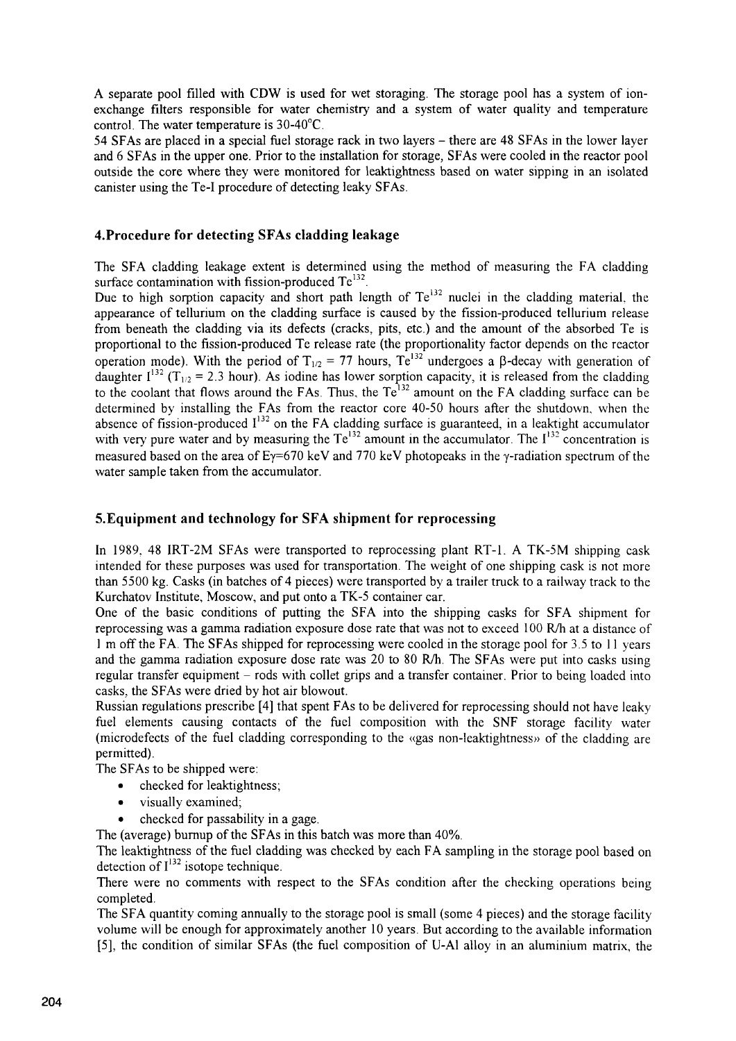A separate pool filled with CDW is used for wet storaging. The storage pool has a system of ion-exchange filters responsible for water chemistry and a system of water quality and temperature control. The water temperature is 30-40°C.

54 SFAs are placed in a special fuel storage rack in two layers – there are 48 SFAs in the lower layer and 6 SFAs in the upper one. Prior to the installation for storage, SFAs were cooled in the reactor pool outside the core where they were monitored for leaktightness based on water sipping in an isolated canister using the Te-I procedure of detecting leaky SFAs.

## 4. Procedure for detecting SFAs cladding leakage

The SFA cladding leakage extent is determined using the method of measuring the FA cladding surface contamination with fission-produced $Te^{132}$.

Due to high sorption capacity and short path length of $Te^{132}$ nuclei in the cladding material, the appearance of tellurium on the cladding surface is caused by the fission-produced tellurium release from beneath the cladding via its defects (cracks, pits, etc.) and the amount of the absorbed Te is proportional to the fission-produced Te release rate (the proportionality factor depends on the reactor operation mode). With the period of $T_{1/2}$ = 77 hours, $Te^{132}$ undergoes a β-decay with generation of daughter $I^{132}$ ($T_{1/2}$ = 2.3 hour). As iodine has lower sorption capacity, it is released from the cladding to the coolant that flows around the FAs. Thus, the $Te^{132}$ amount on the FA cladding surface can be determined by installing the FAs from the reactor core 40-50 hours after the shutdown, when the absence of fission-produced $I^{132}$ on the FA cladding surface is guaranteed, in a leaktight accumulator with very pure water and by measuring the $Te^{132}$ amount in the accumulator. The $I^{132}$ concentration is measured based on the area of $E\gamma$=670 keV and 770 keV photopeaks in the γ-radiation spectrum of the water sample taken from the accumulator.

## 5. Equipment and technology for SFA shipment for reprocessing

In 1989, 48 IRT-2M SFAs were transported to reprocessing plant RT-1. A TK-5M shipping cask intended for these purposes was used for transportation. The weight of one shipping cask is not more than 5500 kg. Casks (in batches of 4 pieces) were transported by a trailer truck to a railway track to the Kurchatov Institute, Moscow, and put onto a TK-5 container car.

One of the basic conditions of putting the SFA into the shipping casks for SFA shipment for reprocessing was a gamma radiation exposure dose rate that was not to exceed 100 R/h at a distance of 1 m off the FA. The SFAs shipped for reprocessing were cooled in the storage pool for 3.5 to 11 years and the gamma radiation exposure dose rate was 20 to 80 R/h. The SFAs were put into casks using regular transfer equipment – rods with collet grips and a transfer container. Prior to being loaded into casks, the SFAs were dried by hot air blowout.

Russian regulations prescribe [4] that spent FAs to be delivered for reprocessing should not have leaky fuel elements causing contacts of the fuel composition with the SNF storage facility water (microdefects of the fuel cladding corresponding to the «gas non-leaktightness» of the cladding are permitted).

The SFAs to be shipped were:

- checked for leaktightness;
- visually examined;
- checked for passability in a gage.

The (average) burnup of the SFAs in this batch was more than 40%.

The leaktightness of the fuel cladding was checked by each FA sampling in the storage pool based on detection of $I^{132}$ isotope technique.

There were no comments with respect to the SFAs condition after the checking operations being completed.

The SFA quantity coming annually to the storage pool is small (some 4 pieces) and the storage facility volume will be enough for approximately another 10 years. But according to the available information [5], the condition of similar SFAs (the fuel composition of U-Al alloy in an aluminium matrix, the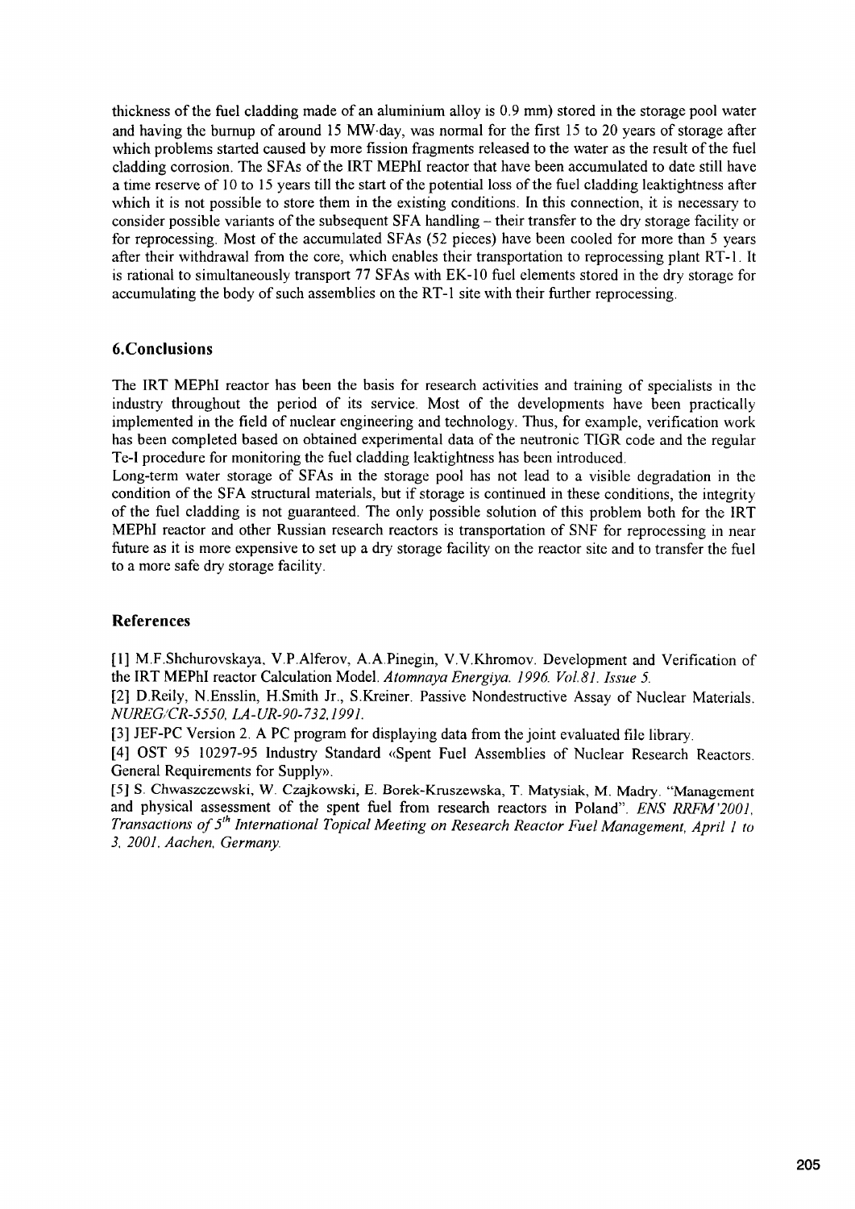thickness of the fuel cladding made of an aluminium alloy is 0.9 mm) stored in the storage pool water and having the burnup of around 15 MW·day, was normal for the first 15 to 20 years of storage after which problems started caused by more fission fragments released to the water as the result of the fuel cladding corrosion. The SFAs of the IRT MEPhI reactor that have been accumulated to date still have a time reserve of 10 to 15 years till the start of the potential loss of the fuel cladding leaktightness after which it is not possible to store them in the existing conditions. In this connection, it is necessary to consider possible variants of the subsequent SFA handling – their transfer to the dry storage facility or for reprocessing. Most of the accumulated SFAs (52 pieces) have been cooled for more than 5 years after their withdrawal from the core, which enables their transportation to reprocessing plant RT-1. It is rational to simultaneously transport 77 SFAs with EK-10 fuel elements stored in the dry storage for accumulating the body of such assemblies on the RT-1 site with their further reprocessing.

## 6.Conclusions

The IRT MEPhI reactor has been the basis for research activities and training of specialists in the industry throughout the period of its service. Most of the developments have been practically implemented in the field of nuclear engineering and technology. Thus, for example, verification work has been completed based on obtained experimental data of the neutronic TIGR code and the regular Te-I procedure for monitoring the fuel cladding leaktightness has been introduced.

Long-term water storage of SFAs in the storage pool has not lead to a visible degradation in the condition of the SFA structural materials, but if storage is continued in these conditions, the integrity of the fuel cladding is not guaranteed. The only possible solution of this problem both for the IRT MEPhI reactor and other Russian research reactors is transportation of SNF for reprocessing in near future as it is more expensive to set up a dry storage facility on the reactor site and to transfer the fuel to a more safe dry storage facility.

## References

[1] M.F.Shchurovskaya, V.P.Alferov, A.A.Pinegin, V.V.Khromov. Development and Verification of the IRT MEPhI reactor Calculation Model. *Atomnaya Energiya. 1996. Vol.81. Issue 5.*

[2] D.Reily, N.Ensslin, H.Smith Jr., S.Kreiner. Passive Nondestructive Assay of Nuclear Materials. *NUREG/CR-5550, LA-UR-90-732,1991.*

[3] JEF-PC Version 2. A PC program for displaying data from the joint evaluated file library.

[4] OST 95 10297-95 Industry Standard «Spent Fuel Assemblies of Nuclear Research Reactors. General Requirements for Supply».

[5] S. Chwaszczewski, W. Czajkowski, E. Borek-Kruszewska, T. Matysiak, M. Madry. "Management and physical assessment of the spent fuel from research reactors in Poland". *ENS RRFM'2001, Transactions of 5th International Topical Meeting on Research Reactor Fuel Management, April 1 to 3, 2001, Aachen, Germany.*